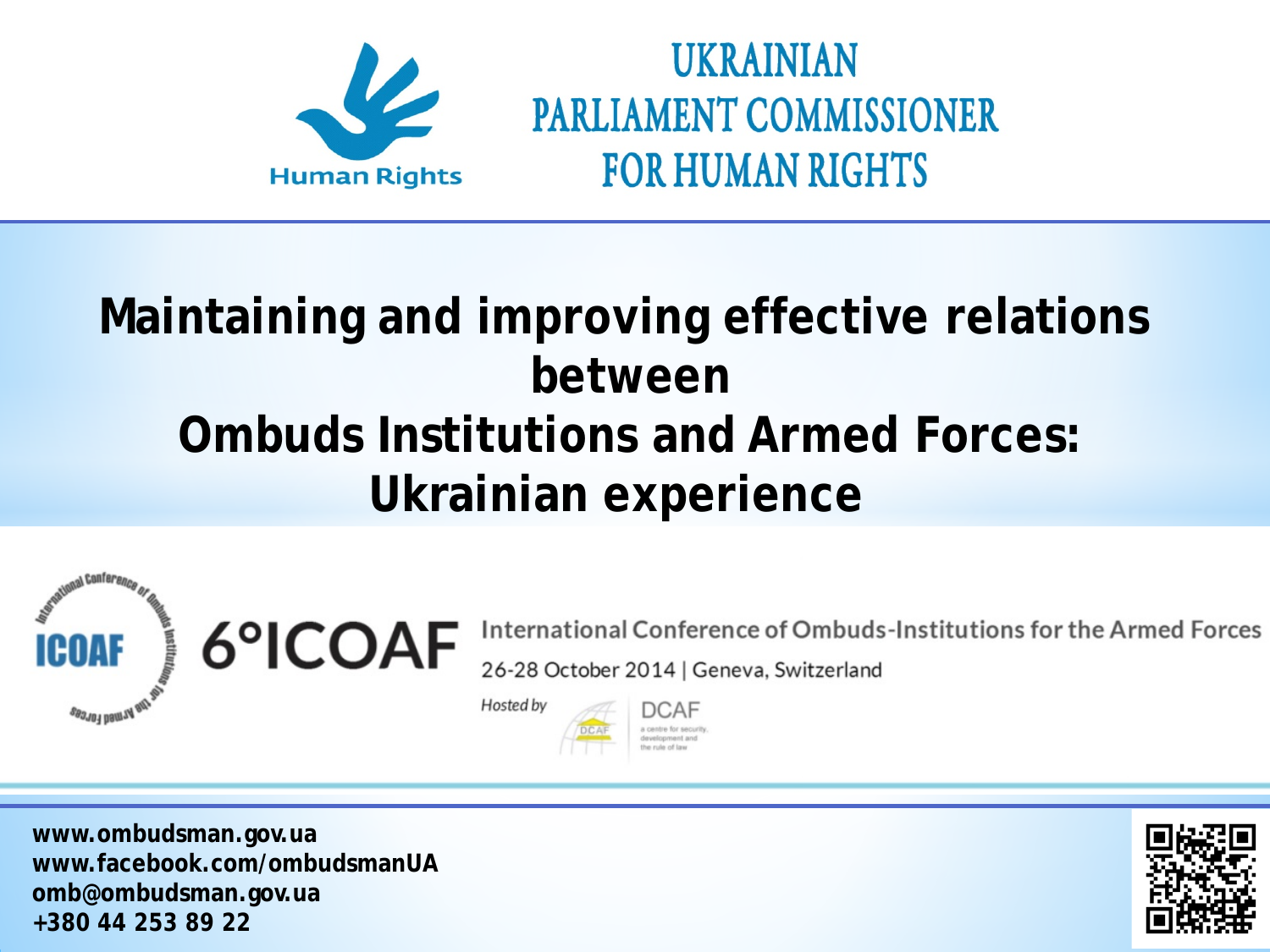Human Rights

# UKRAINIAN PARLIAMENT COMMISSIONER FOR HUMAN RIGHTS

# Maintaining and improving effective relations between Ombuds Institutions and Armed Forces: Ukrainian experience

ICOAF

International Conference of Ombuds Institutions for the Armed Forces

6°ICOAF International Conference of Ombuds-Institutions for the Armed Forces

26-28 October 2014 | Geneva, Switzerland

*Hosted by* DCAF

DCAF a centre for security, development and the rule of law

**www.ombudsman.gov.ua**
**www.facebook.com/ombudsmanUA**
**omb@ombudsman.gov.ua**
**+380 44 253 89 22**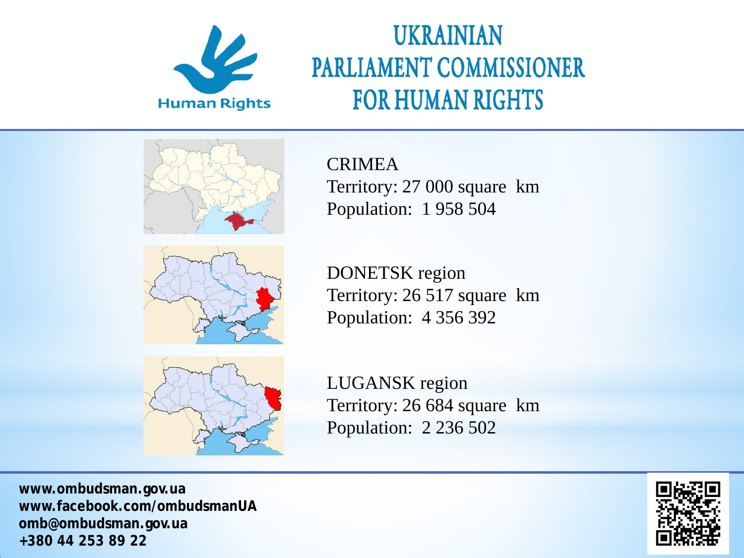Human Rights

# UKRAINIAN PARLIAMENT COMMISSIONER FOR HUMAN RIGHTS

CRIMEA
Territory: 27 000 square km
Population: 1 958 504

DONETSK region
Territory: 26 517 square km
Population: 4 356 392

LUGANSK region
Territory: 26 684 square km
Population: 2 236 502

**www.ombudsman.gov.ua**
**www.facebook.com/ombudsmanUA**
**omb@ombudsman.gov.ua**
**+380 44 253 89 22**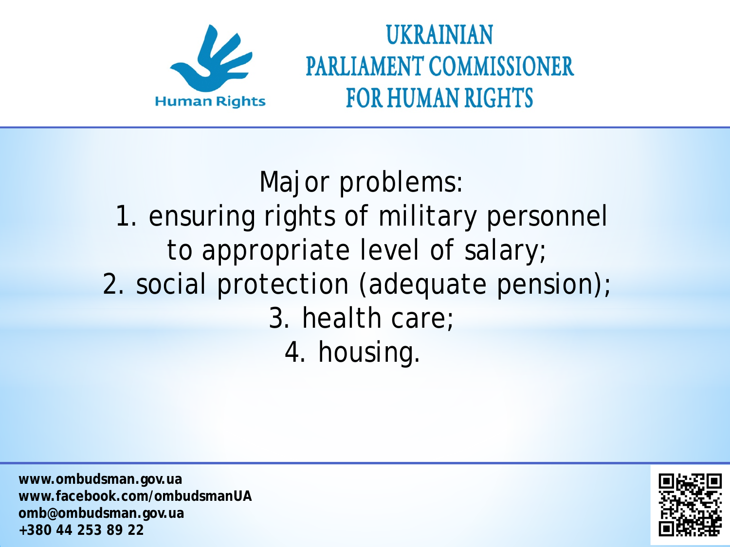# UKRAINIAN PARLIAMENT COMMISSIONER FOR HUMAN RIGHTS

Human Rights

Major problems:

1. ensuring rights of military personnel to appropriate level of salary;
2. social protection (adequate pension);
3. health care;
4. housing.

**www.ombudsman.gov.ua**
**www.facebook.com/ombudsmanUA**
**omb@ombudsman.gov.ua**
**+380 44 253 89 22**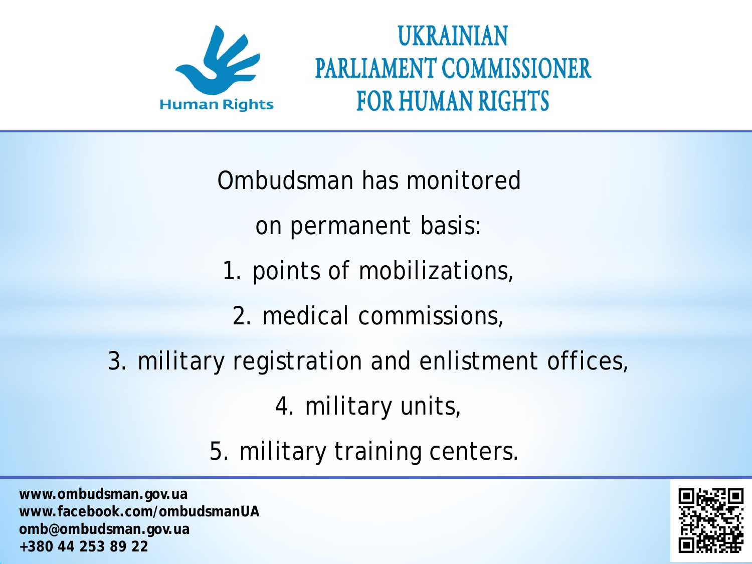# UKRAINIAN PARLIAMENT COMMISSIONER FOR HUMAN RIGHTS

Human Rights

Ombudsman has monitored

on permanent basis:

1. points of mobilizations,
2. medical commissions,
3. military registration and enlistment offices,
4. military units,
5. military training centers.

**www.ombudsman.gov.ua**
**www.facebook.com/ombudsmanUA**
**omb@ombudsman.gov.ua**
**+380 44 253 89 22**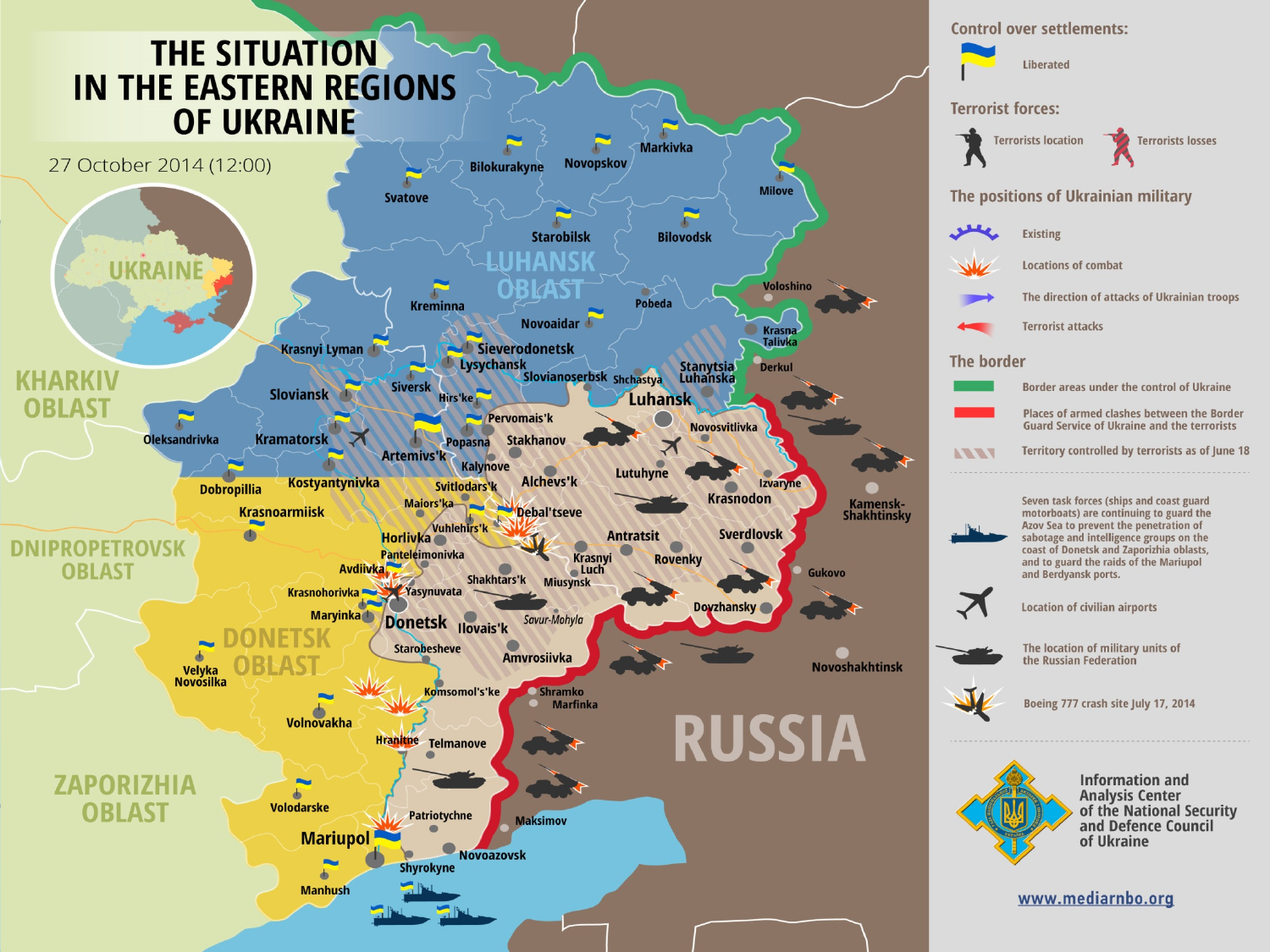# THE SITUATION IN THE EASTERN REGIONS OF UKRAINE

27 October 2014 (12:00)

## Control over settlements:

- Liberated

## Terrorist forces:

- Terrorists location
- Terrorists losses

## The positions of Ukrainian military

- Existing
- Locations of combat
- The direction of attacks of Ukrainian troops
- Terrorist attacks

## The border

- Border areas under the control of Ukraine
- Places of armed clashes between the Border Guard Service of Ukraine and the terrorists
- Territory controlled by terrorists as of June 18

Seven task forces (ships and coast guard motorboats) are continuing to guard the Azov Sea to prevent the penetration of sabotage and intelligence groups on the coast of Donetsk and Zaporizhia oblasts, and to guard the raids of the Mariupol and Berdyansk ports.

- Location of civilian airports
- The location of military units of the Russian Federation
- Boeing 777 crash site July 17, 2014

Information and Analysis Center of the National Security and Defence Council of Ukraine

www.mediarnbo.org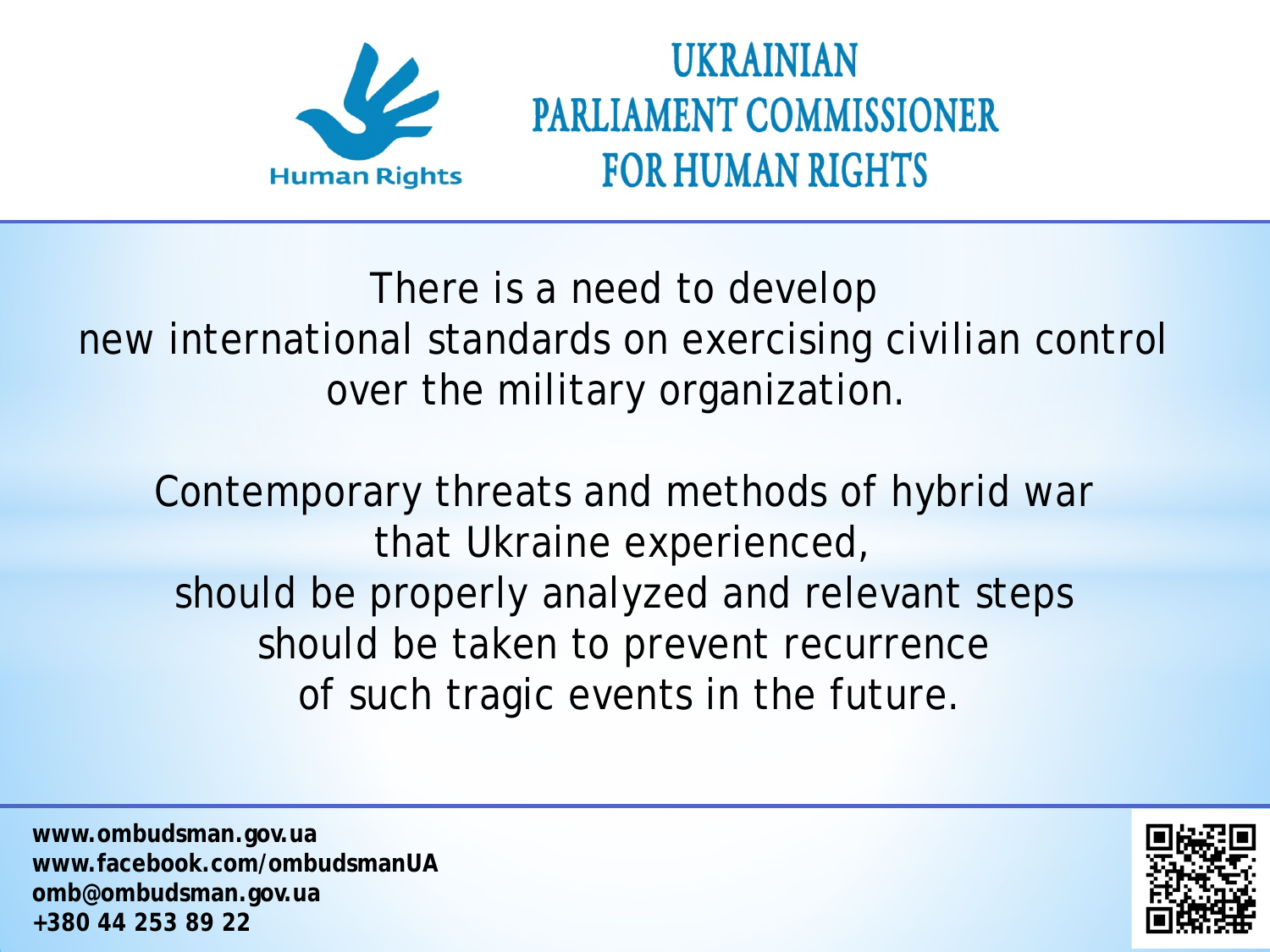Human Rights

# UKRAINIAN PARLIAMENT COMMISSIONER FOR HUMAN RIGHTS

There is a need to develop new international standards on exercising civilian control over the military organization.

Contemporary threats and methods of hybrid war that Ukraine experienced, should be properly analyzed and relevant steps should be taken to prevent recurrence of such tragic events in the future.

**www.ombudsman.gov.ua**
**www.facebook.com/ombudsmanUA**
**omb@ombudsman.gov.ua**
**+380 44 253 89 22**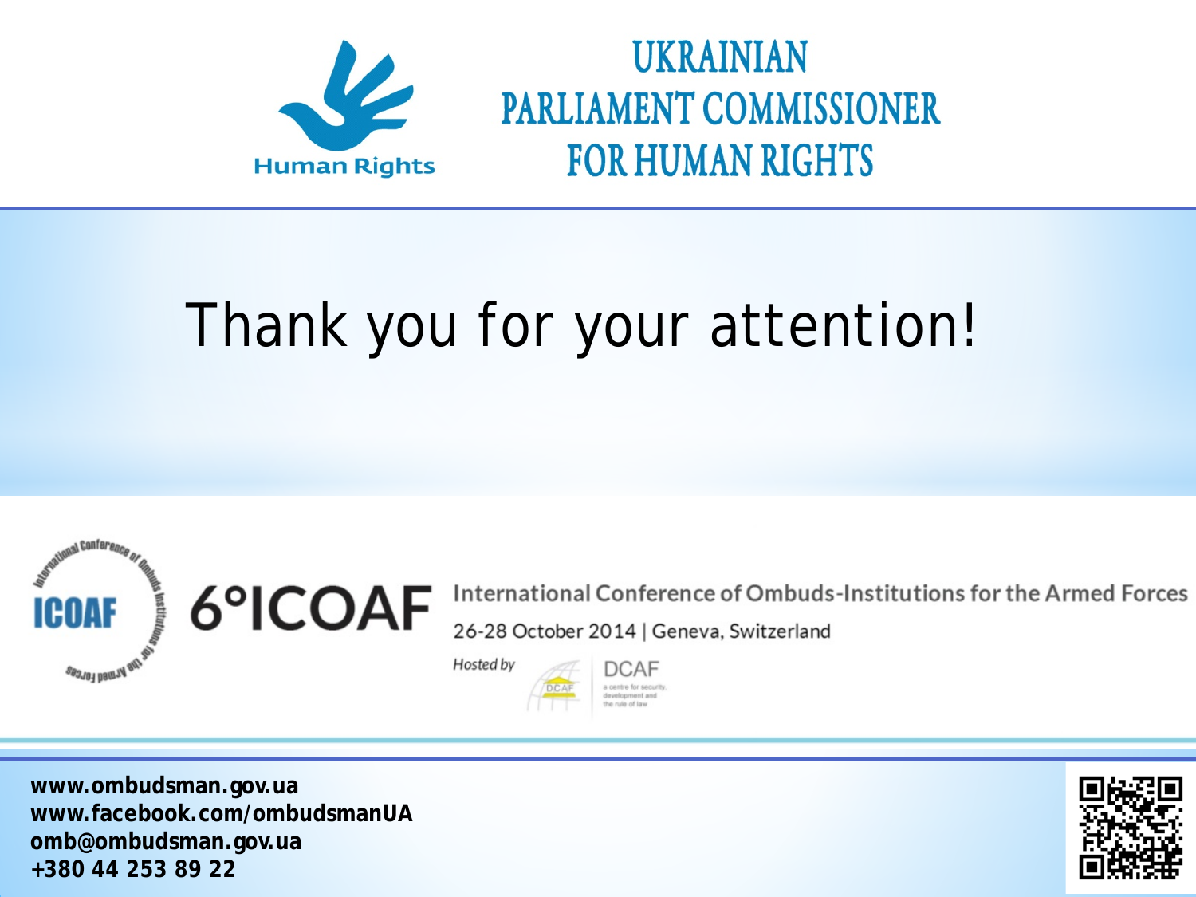# UKRAINIAN PARLIAMENT COMMISSIONER FOR HUMAN RIGHTS

Human Rights

## Thank you for your attention!

ICOAF

6°ICOAF International Conference of Ombuds-Institutions for the Armed Forces

26-28 October 2014 | Geneva, Switzerland

*Hosted by* DCAF a centre for security, development and the rule of law

**www.ombudsman.gov.ua**
**www.facebook.com/ombudsmanUA**
**omb@ombudsman.gov.ua**
**+380 44 253 89 22**